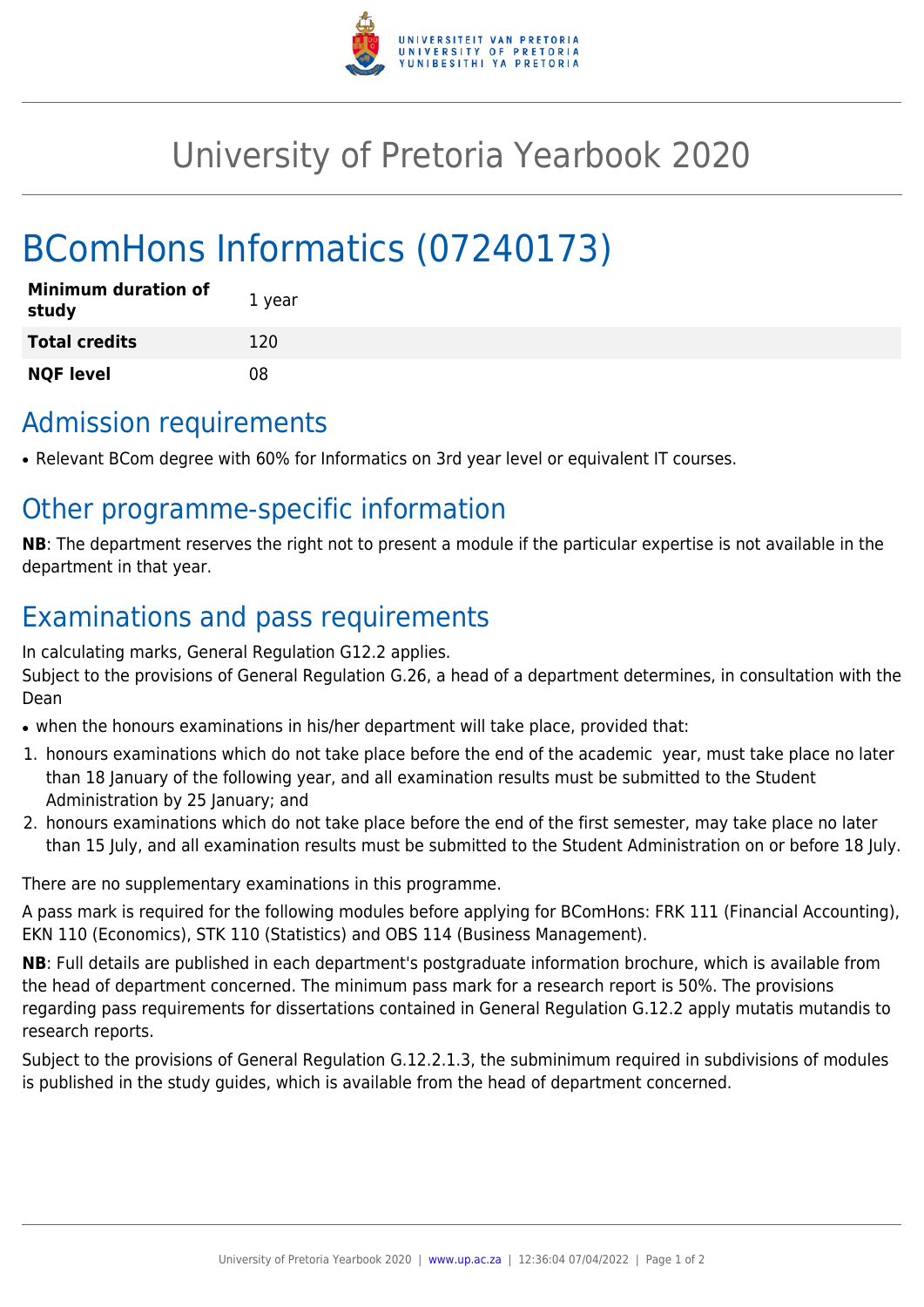# University of Pretoria Yearbook 2020

# BComHons Informatics (07240173)

| | |
|---|---|
| **Minimum duration of study** | 1 year |
| **Total credits** | 120 |
| **NQF level** | 08 |

## Admission requirements

- Relevant BCom degree with 60% for Informatics on 3rd year level or equivalent IT courses.

## Other programme-specific information

**NB**: The department reserves the right not to present a module if the particular expertise is not available in the department in that year.

## Examinations and pass requirements

In calculating marks, General Regulation G12.2 applies.
Subject to the provisions of General Regulation G.26, a head of a department determines, in consultation with the Dean

- when the honours examinations in his/her department will take place, provided that:

1. honours examinations which do not take place before the end of the academic year, must take place no later than 18 January of the following year, and all examination results must be submitted to the Student Administration by 25 January; and
2. honours examinations which do not take place before the end of the first semester, may take place no later than 15 July, and all examination results must be submitted to the Student Administration on or before 18 July.

There are no supplementary examinations in this programme.

A pass mark is required for the following modules before applying for BComHons: FRK 111 (Financial Accounting), EKN 110 (Economics), STK 110 (Statistics) and OBS 114 (Business Management).

**NB**: Full details are published in each department's postgraduate information brochure, which is available from the head of department concerned. The minimum pass mark for a research report is 50%. The provisions regarding pass requirements for dissertations contained in General Regulation G.12.2 apply mutatis mutandis to research reports.

Subject to the provisions of General Regulation G.12.2.1.3, the subminimum required in subdivisions of modules is published in the study guides, which is available from the head of department concerned.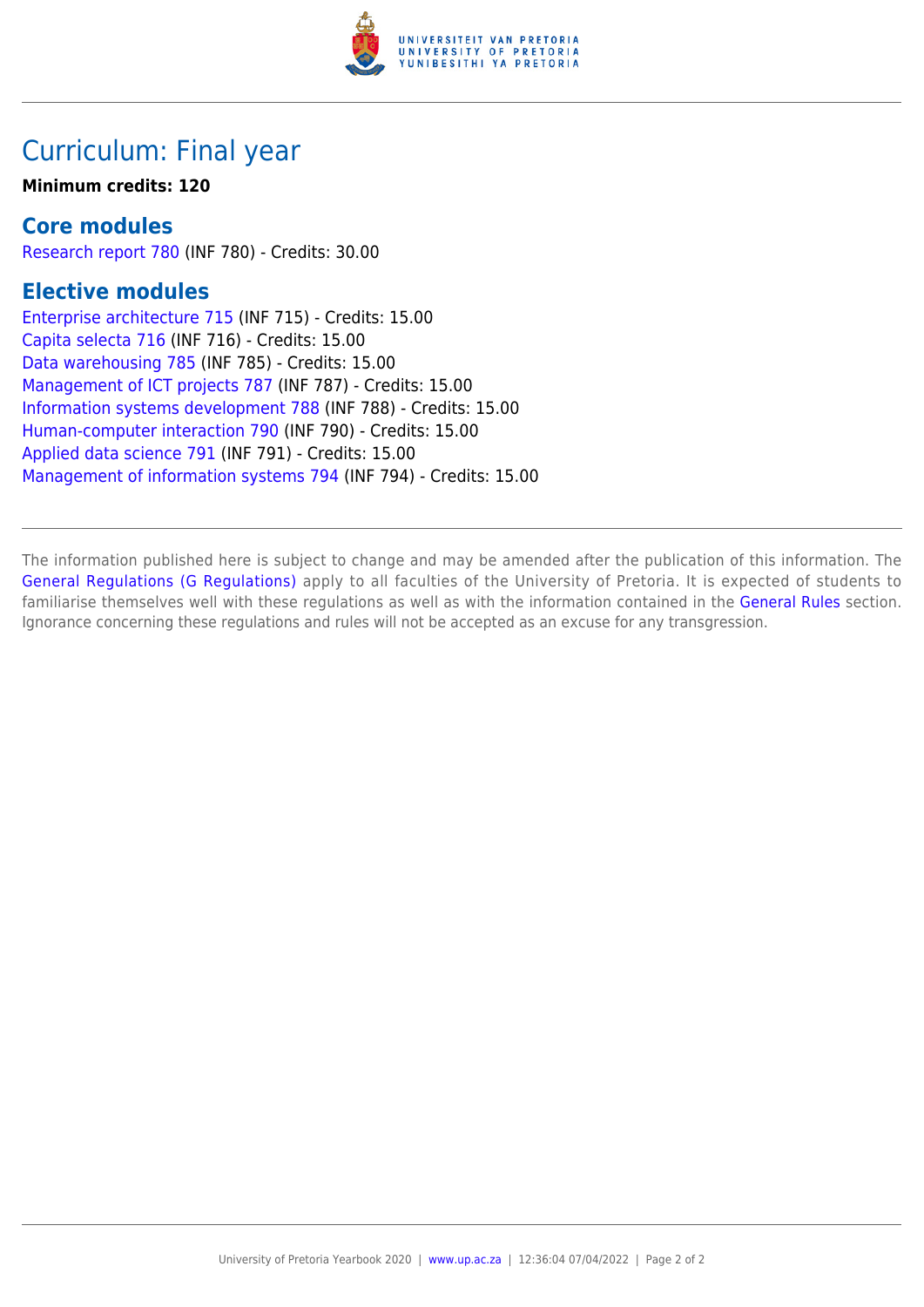# Curriculum: Final year

**Minimum credits: 120**

## Core modules

Research report 780 (INF 780) - Credits: 30.00

## Elective modules

Enterprise architecture 715 (INF 715) - Credits: 15.00
Capita selecta 716 (INF 716) - Credits: 15.00
Data warehousing 785 (INF 785) - Credits: 15.00
Management of ICT projects 787 (INF 787) - Credits: 15.00
Information systems development 788 (INF 788) - Credits: 15.00
Human-computer interaction 790 (INF 790) - Credits: 15.00
Applied data science 791 (INF 791) - Credits: 15.00
Management of information systems 794 (INF 794) - Credits: 15.00

The information published here is subject to change and may be amended after the publication of this information. The General Regulations (G Regulations) apply to all faculties of the University of Pretoria. It is expected of students to familiarise themselves well with these regulations as well as with the information contained in the General Rules section. Ignorance concerning these regulations and rules will not be accepted as an excuse for any transgression.